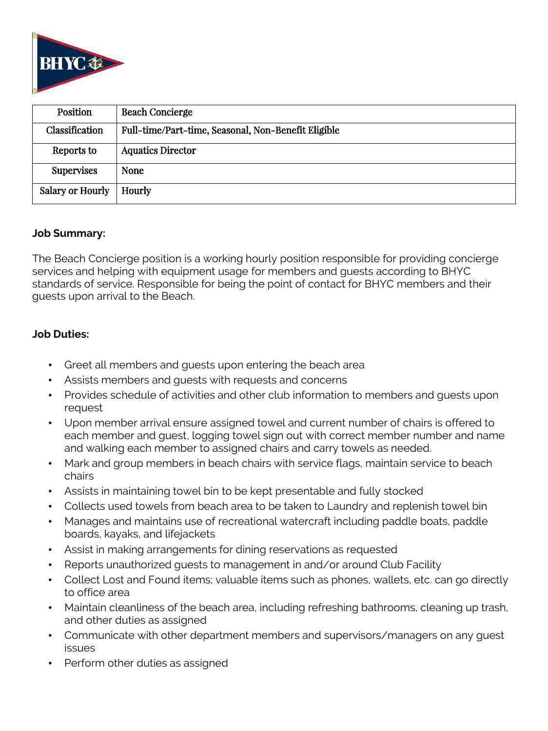| | |
|---|---|
| Position | Beach Concierge |
| Classification | Full-time/Part-time, Seasonal, Non-Benefit Eligible |
| Reports to | Aquatics Director |
| Supervises | None |
| Salary or Hourly | Hourly |

**Job Summary:**

The Beach Concierge position is a working hourly position responsible for providing concierge services and helping with equipment usage for members and guests according to BHYC standards of service. Responsible for being the point of contact for BHYC members and their guests upon arrival to the Beach.

**Job Duties:**

- Greet all members and guests upon entering the beach area
- Assists members and guests with requests and concerns
- Provides schedule of activities and other club information to members and guests upon request
- Upon member arrival ensure assigned towel and current number of chairs is offered to each member and guest, logging towel sign out with correct member number and name and walking each member to assigned chairs and carry towels as needed.
- Mark and group members in beach chairs with service flags, maintain service to beach chairs
- Assists in maintaining towel bin to be kept presentable and fully stocked
- Collects used towels from beach area to be taken to Laundry and replenish towel bin
- Manages and maintains use of recreational watercraft including paddle boats, paddle boards, kayaks, and lifejackets
- Assist in making arrangements for dining reservations as requested
- Reports unauthorized guests to management in and/or around Club Facility
- Collect Lost and Found items; valuable items such as phones, wallets, etc. can go directly to office area
- Maintain cleanliness of the beach area, including refreshing bathrooms, cleaning up trash, and other duties as assigned
- Communicate with other department members and supervisors/managers on any guest issues
- Perform other duties as assigned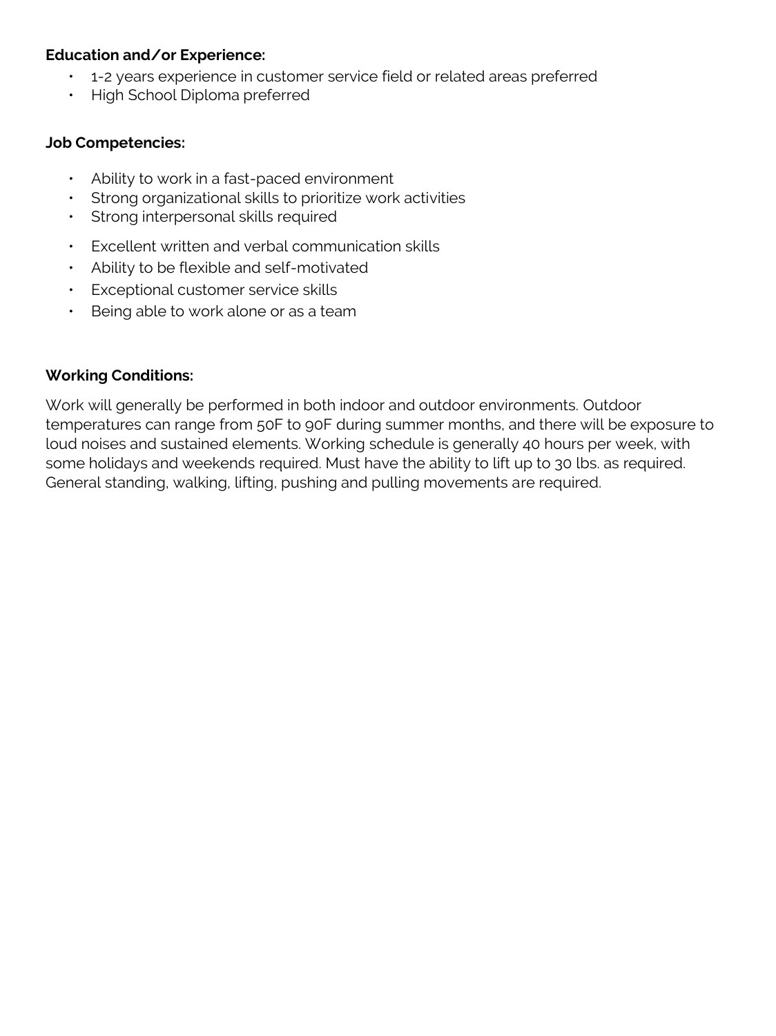**Education and/or Experience:**

- 1-2 years experience in customer service field or related areas preferred
- High School Diploma preferred

**Job Competencies:**

- Ability to work in a fast-paced environment
- Strong organizational skills to prioritize work activities
- Strong interpersonal skills required
- Excellent written and verbal communication skills
- Ability to be flexible and self-motivated
- Exceptional customer service skills
- Being able to work alone or as a team

**Working Conditions:**

Work will generally be performed in both indoor and outdoor environments. Outdoor temperatures can range from 50F to 90F during summer months, and there will be exposure to loud noises and sustained elements. Working schedule is generally 40 hours per week, with some holidays and weekends required. Must have the ability to lift up to 30 lbs. as required. General standing, walking, lifting, pushing and pulling movements are required.